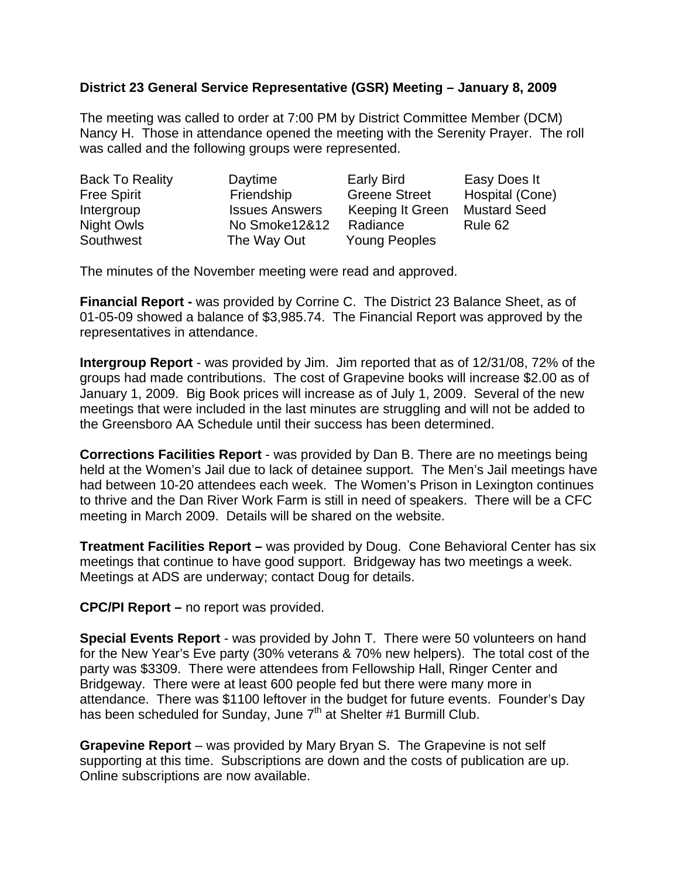**District 23 General Service Representative (GSR) Meeting – January 8, 2009**

The meeting was called to order at 7:00 PM by District Committee Member (DCM) Nancy H. Those in attendance opened the meeting with the Serenity Prayer. The roll was called and the following groups were represented.

| | | | |
|---|---|---|---|
| Back To Reality | Daytime | Early Bird | Easy Does It |
| Free Spirit | Friendship | Greene Street | Hospital (Cone) |
| Intergroup | Issues Answers | Keeping It Green | Mustard Seed |
| Night Owls | No Smoke12&12 | Radiance | Rule 62 |
| Southwest | The Way Out | Young Peoples | |

The minutes of the November meeting were read and approved.

**Financial Report -** was provided by Corrine C. The District 23 Balance Sheet, as of 01-05-09 showed a balance of $3,985.74. The Financial Report was approved by the representatives in attendance.

**Intergroup Report** - was provided by Jim. Jim reported that as of 12/31/08, 72% of the groups had made contributions. The cost of Grapevine books will increase $2.00 as of January 1, 2009. Big Book prices will increase as of July 1, 2009. Several of the new meetings that were included in the last minutes are struggling and will not be added to the Greensboro AA Schedule until their success has been determined.

**Corrections Facilities Report** - was provided by Dan B. There are no meetings being held at the Women's Jail due to lack of detainee support. The Men's Jail meetings have had between 10-20 attendees each week. The Women's Prison in Lexington continues to thrive and the Dan River Work Farm is still in need of speakers. There will be a CFC meeting in March 2009. Details will be shared on the website.

**Treatment Facilities Report –** was provided by Doug. Cone Behavioral Center has six meetings that continue to have good support. Bridgeway has two meetings a week. Meetings at ADS are underway; contact Doug for details.

**CPC/PI Report –** no report was provided.

**Special Events Report** - was provided by John T. There were 50 volunteers on hand for the New Year's Eve party (30% veterans & 70% new helpers). The total cost of the party was $3309. There were attendees from Fellowship Hall, Ringer Center and Bridgeway. There were at least 600 people fed but there were many more in attendance. There was $1100 leftover in the budget for future events. Founder's Day has been scheduled for Sunday, June 7th at Shelter #1 Burmill Club.

**Grapevine Report** – was provided by Mary Bryan S. The Grapevine is not self supporting at this time. Subscriptions are down and the costs of publication are up. Online subscriptions are now available.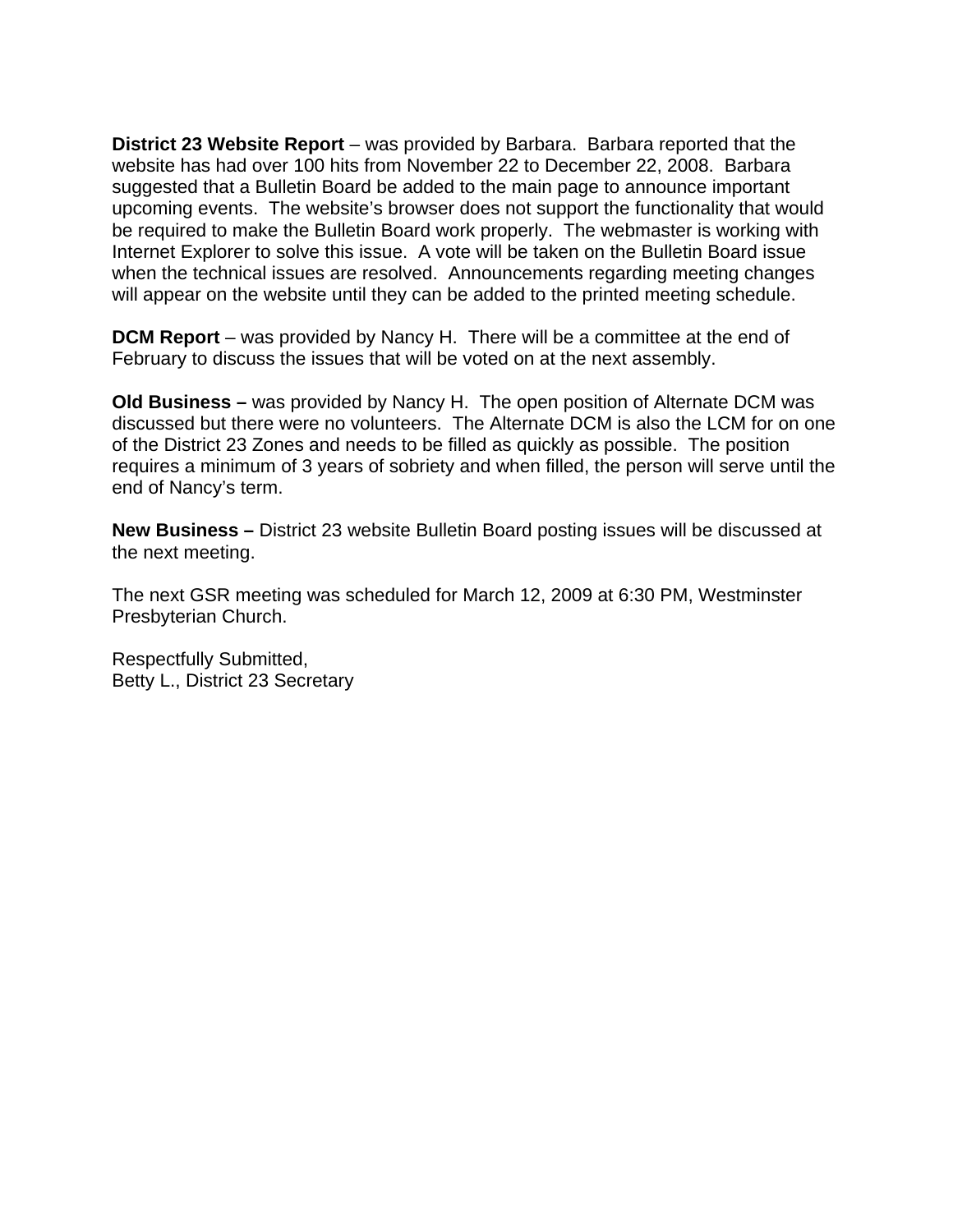**District 23 Website Report** – was provided by Barbara. Barbara reported that the website has had over 100 hits from November 22 to December 22, 2008. Barbara suggested that a Bulletin Board be added to the main page to announce important upcoming events. The website's browser does not support the functionality that would be required to make the Bulletin Board work properly. The webmaster is working with Internet Explorer to solve this issue. A vote will be taken on the Bulletin Board issue when the technical issues are resolved. Announcements regarding meeting changes will appear on the website until they can be added to the printed meeting schedule.

**DCM Report** – was provided by Nancy H. There will be a committee at the end of February to discuss the issues that will be voted on at the next assembly.

**Old Business –** was provided by Nancy H. The open position of Alternate DCM was discussed but there were no volunteers. The Alternate DCM is also the LCM for on one of the District 23 Zones and needs to be filled as quickly as possible. The position requires a minimum of 3 years of sobriety and when filled, the person will serve until the end of Nancy's term.

**New Business –** District 23 website Bulletin Board posting issues will be discussed at the next meeting.

The next GSR meeting was scheduled for March 12, 2009 at 6:30 PM, Westminster Presbyterian Church.

Respectfully Submitted,
Betty L., District 23 Secretary